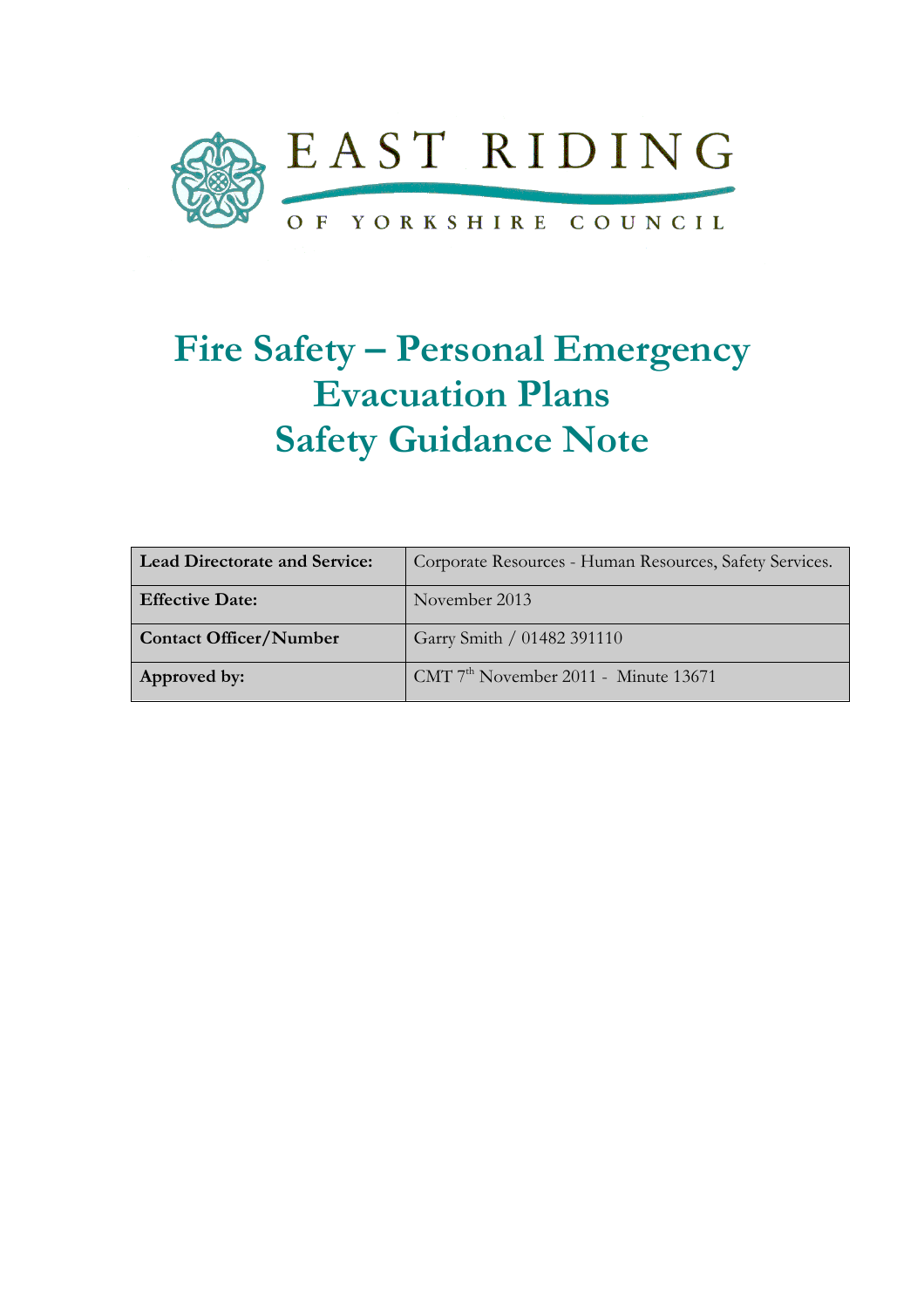EAST RIDING

OF YORKSHIRE COUNCIL

# Fire Safety – Personal Emergency Evacuation Plans Safety Guidance Note

| **Lead Directorate and Service:** | Corporate Resources - Human Resources, Safety Services. |
|---|---|
| **Effective Date:** | November 2013 |
| **Contact Officer/Number** | Garry Smith / 01482 391110 |
| **Approved by:** | CMT 7th November 2011 - Minute 13671 |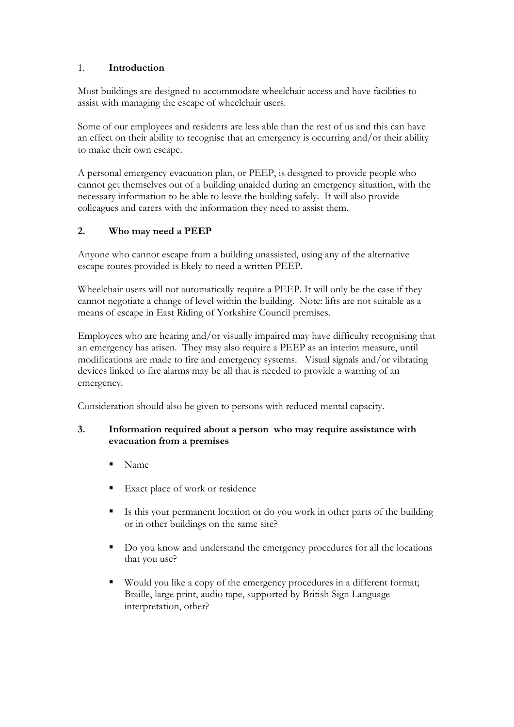## 1. **Introduction**

Most buildings are designed to accommodate wheelchair access and have facilities to assist with managing the escape of wheelchair users.

Some of our employees and residents are less able than the rest of us and this can have an effect on their ability to recognise that an emergency is occurring and/or their ability to make their own escape.

A personal emergency evacuation plan, or PEEP, is designed to provide people who cannot get themselves out of a building unaided during an emergency situation, with the necessary information to be able to leave the building safely. It will also provide colleagues and carers with the information they need to assist them.

## 2. Who may need a PEEP

Anyone who cannot escape from a building unassisted, using any of the alternative escape routes provided is likely to need a written PEEP.

Wheelchair users will not automatically require a PEEP. It will only be the case if they cannot negotiate a change of level within the building. Note: lifts are not suitable as a means of escape in East Riding of Yorkshire Council premises.

Employees who are hearing and/or visually impaired may have difficulty recognising that an emergency has arisen. They may also require a PEEP as an interim measure, until modifications are made to fire and emergency systems. Visual signals and/or vibrating devices linked to fire alarms may be all that is needed to provide a warning of an emergency.

Consideration should also be given to persons with reduced mental capacity.

## 3. Information required about a person who may require assistance with evacuation from a premises

- Name
- Exact place of work or residence
- Is this your permanent location or do you work in other parts of the building or in other buildings on the same site?
- Do you know and understand the emergency procedures for all the locations that you use?
- Would you like a copy of the emergency procedures in a different format; Braille, large print, audio tape, supported by British Sign Language interpretation, other?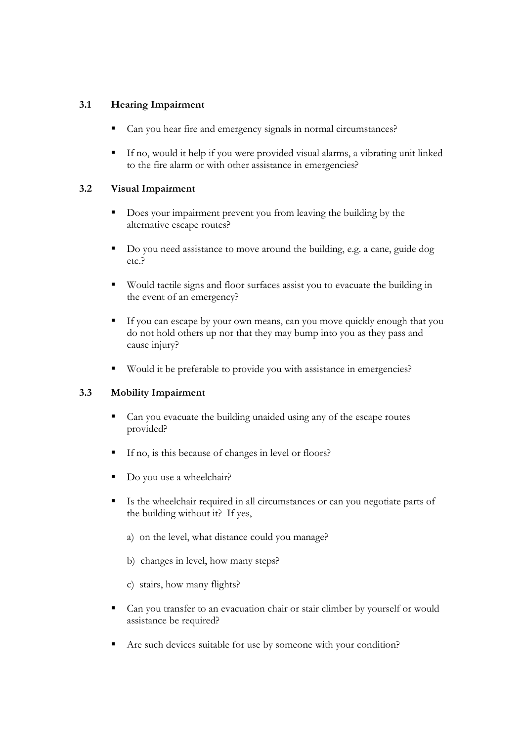### 3.1 Hearing Impairment

- Can you hear fire and emergency signals in normal circumstances?
- If no, would it help if you were provided visual alarms, a vibrating unit linked to the fire alarm or with other assistance in emergencies?

### 3.2 Visual Impairment

- Does your impairment prevent you from leaving the building by the alternative escape routes?
- Do you need assistance to move around the building, e.g. a cane, guide dog etc.?
- Would tactile signs and floor surfaces assist you to evacuate the building in the event of an emergency?
- If you can escape by your own means, can you move quickly enough that you do not hold others up nor that they may bump into you as they pass and cause injury?
- Would it be preferable to provide you with assistance in emergencies?

### 3.3 Mobility Impairment

- Can you evacuate the building unaided using any of the escape routes provided?
- If no, is this because of changes in level or floors?
- Do you use a wheelchair?
- Is the wheelchair required in all circumstances or can you negotiate parts of the building without it? If yes,

  a) on the level, what distance could you manage?

  b) changes in level, how many steps?

  c) stairs, how many flights?

- Can you transfer to an evacuation chair or stair climber by yourself or would assistance be required?
- Are such devices suitable for use by someone with your condition?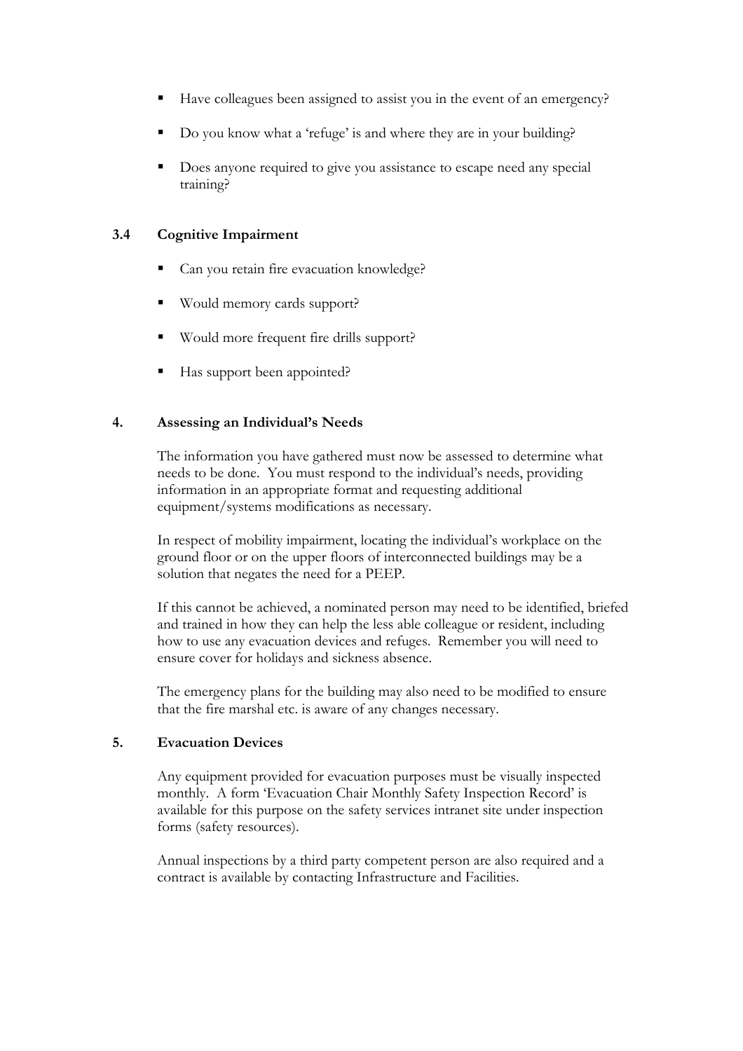- Have colleagues been assigned to assist you in the event of an emergency?
- Do you know what a 'refuge' is and where they are in your building?
- Does anyone required to give you assistance to escape need any special training?

### 3.4 Cognitive Impairment

- Can you retain fire evacuation knowledge?
- Would memory cards support?
- Would more frequent fire drills support?
- Has support been appointed?

## 4. Assessing an Individual's Needs

The information you have gathered must now be assessed to determine what needs to be done. You must respond to the individual's needs, providing information in an appropriate format and requesting additional equipment/systems modifications as necessary.

In respect of mobility impairment, locating the individual's workplace on the ground floor or on the upper floors of interconnected buildings may be a solution that negates the need for a PEEP.

If this cannot be achieved, a nominated person may need to be identified, briefed and trained in how they can help the less able colleague or resident, including how to use any evacuation devices and refuges. Remember you will need to ensure cover for holidays and sickness absence.

The emergency plans for the building may also need to be modified to ensure that the fire marshal etc. is aware of any changes necessary.

## 5. Evacuation Devices

Any equipment provided for evacuation purposes must be visually inspected monthly. A form 'Evacuation Chair Monthly Safety Inspection Record' is available for this purpose on the safety services intranet site under inspection forms (safety resources).

Annual inspections by a third party competent person are also required and a contract is available by contacting Infrastructure and Facilities.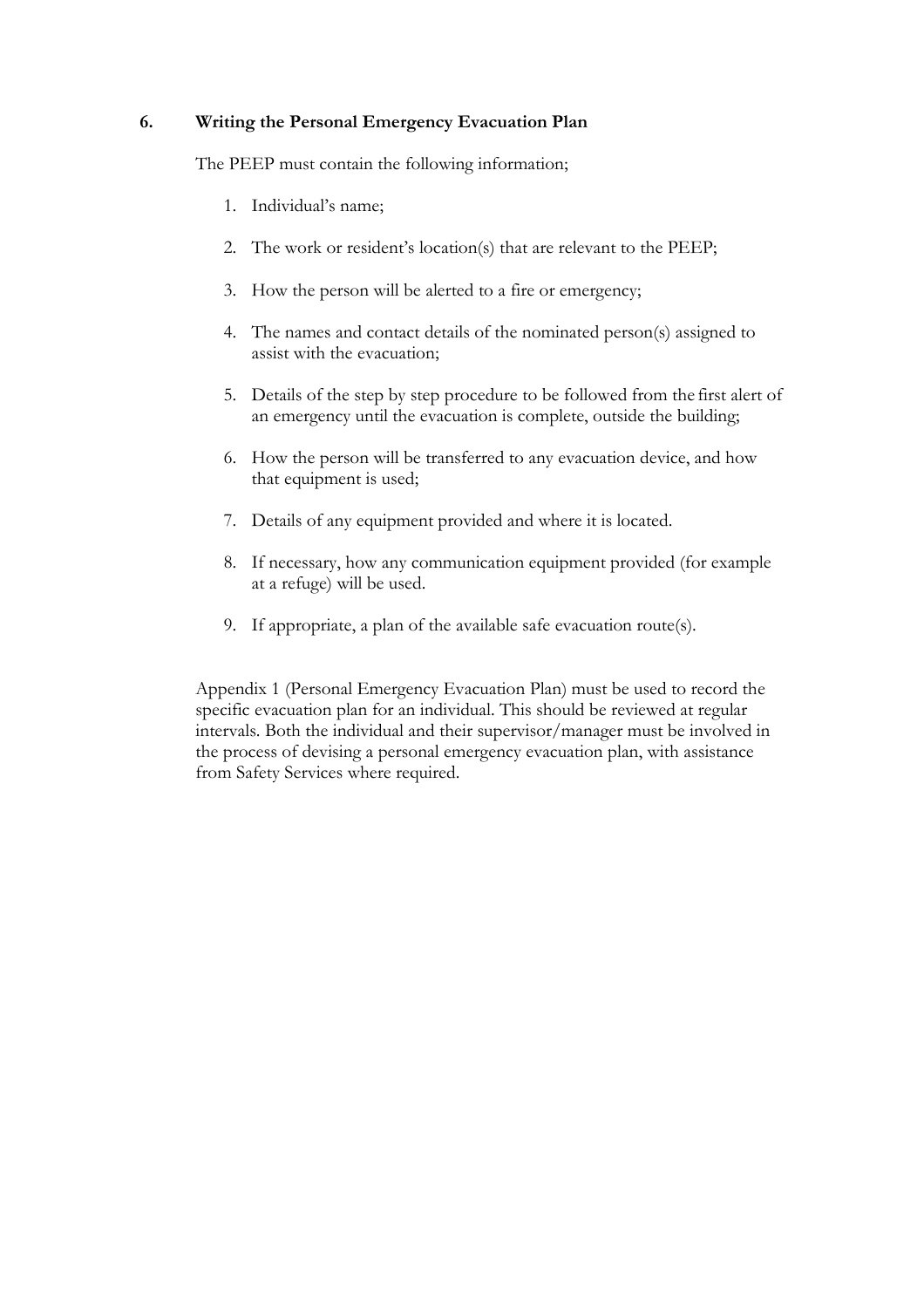## 6. Writing the Personal Emergency Evacuation Plan

The PEEP must contain the following information;

1. Individual's name;
2. The work or resident's location(s) that are relevant to the PEEP;
3. How the person will be alerted to a fire or emergency;
4. The names and contact details of the nominated person(s) assigned to assist with the evacuation;
5. Details of the step by step procedure to be followed from the first alert of an emergency until the evacuation is complete, outside the building;
6. How the person will be transferred to any evacuation device, and how that equipment is used;
7. Details of any equipment provided and where it is located.
8. If necessary, how any communication equipment provided (for example at a refuge) will be used.
9. If appropriate, a plan of the available safe evacuation route(s).

Appendix 1 (Personal Emergency Evacuation Plan) must be used to record the specific evacuation plan for an individual. This should be reviewed at regular intervals. Both the individual and their supervisor/manager must be involved in the process of devising a personal emergency evacuation plan, with assistance from Safety Services where required.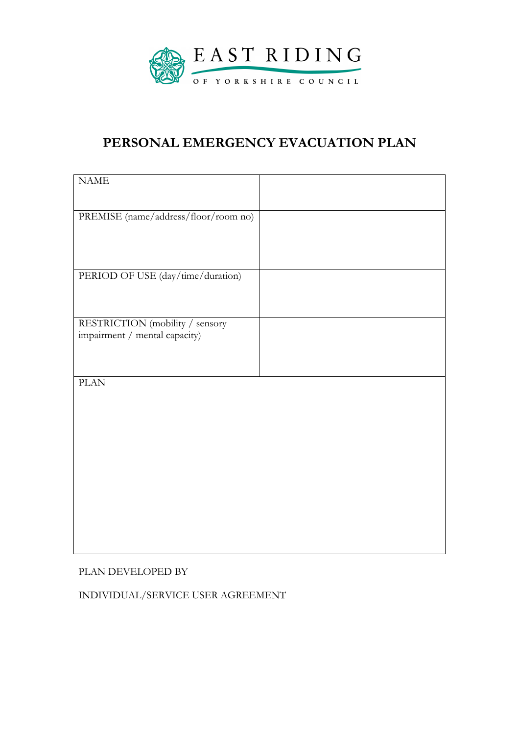EAST RIDING

OF YORKSHIRE COUNCIL

# PERSONAL EMERGENCY EVACUATION PLAN

| | |
|---|---|
| NAME | |
| PREMISE (name/address/floor/room no) | |
| PERIOD OF USE (day/time/duration) | |
| RESTRICTION (mobility / sensory impairment / mental capacity) | |
| PLAN | |

PLAN DEVELOPED BY

INDIVIDUAL/SERVICE USER AGREEMENT